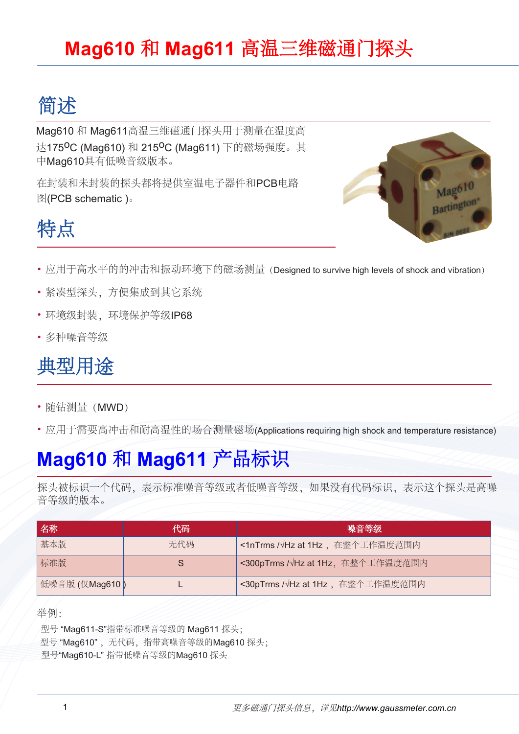# Mag610 和 Mag611 高温三维磁通门探头

## 简述

Mag610 和 Mag611高温三维磁通门探头用于测量在温度高达175$^{O}$C (Mag610) 和 215$^{O}$C (Mag611) 下的磁场强度。其中Mag610具有低噪音级版本。

在封装和未封装的探头都将提供室温电子器件和PCB电路图(PCB schematic )。

## 特点

- 应用于高水平的的冲击和振动环境下的磁场测量（Designed to survive high levels of shock and vibration）
- 紧凑型探头，方便集成到其它系统
- 环境级封装，环境保护等级IP68
- 多种噪音等级

## 典型用途

- 随钻测量（MWD）
- 应用于需要高冲击和耐高温性的场合测量磁场(Applications requiring high shock and temperature resistance)

## Mag610 和 Mag611 产品标识

探头被标识一个代码，表示标准噪音等级或者低噪音等级，如果没有代码标识，表示这个探头是高噪音等级的版本。

| 名称 | 代码 | 噪音等级 |
|---|---|---|
| 基本版 | 无代码 | <1nTrms /√Hz at 1Hz， 在整个工作温度范围内 |
| 标准版 | S | <300pTrms /√Hz at 1Hz，在整个工作温度范围内 |
| 低噪音版 (仅Mag610 ) | L | <30pTrms /√Hz at 1Hz， 在整个工作温度范围内 |

举例:

型号 “Mag611-S”指带标准噪音等级的 Mag611 探头;
型号 “Mag610”，无代码，指带高噪音等级的Mag610 探头;
型号“Mag610-L” 指带低噪音等级的Mag610 探头

*更多磁通门探头信息，详见http://www.gaussmeter.com.cn*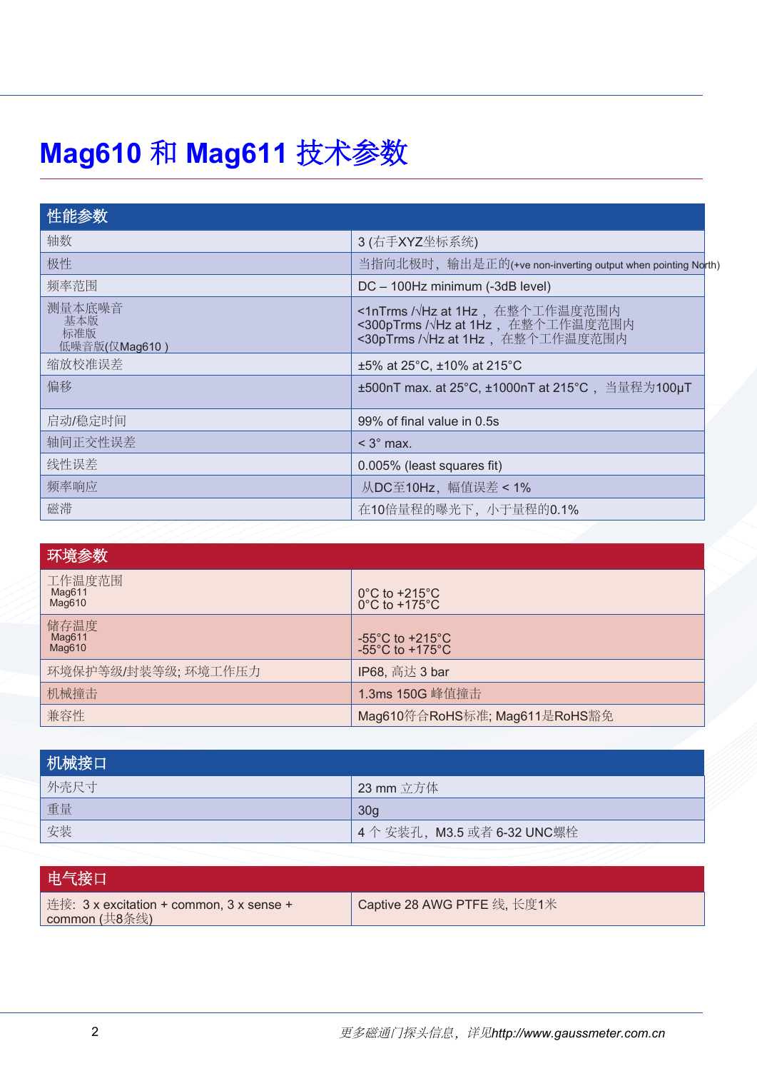# Mag610 和 Mag611 技术参数

| 性能参数 | |
|---|---|
| 轴数 | 3 (右手XYZ坐标系统) |
| 极性 | 当指向北极时，输出是正的(+ve non-inverting output when pointing North) |
| 频率范围 | DC – 100Hz minimum (-3dB level) |
| 测量本底噪音<br>基本版<br>标准版<br>低噪音版(仅Mag610 ) | <1nTrms /√Hz at 1Hz， 在整个工作温度范围内<br><300pTrms /√Hz at 1Hz， 在整个工作温度范围内<br><30pTrms /√Hz at 1Hz， 在整个工作温度范围内 |
| 缩放校准误差 | ±5% at 25°C, ±10% at 215°C |
| 偏移 | ±500nT max. at 25°C, ±1000nT at 215°C， 当量程为100μT |
| 启动/稳定时间 | 99% of final value in 0.5s |
| 轴间正交性误差 | < 3° max. |
| 线性误差 | 0.005% (least squares fit) |
| 频率响应 | 从DC至10Hz，幅值误差 < 1% |
| 磁滞 | 在10倍量程的曝光下，小于量程的0.1% |

| 环境参数 | |
|---|---|
| 工作温度范围<br>Mag611<br>Mag610 | 0°C to +215°C<br>0°C to +175°C |
| 储存温度<br>Mag611<br>Mag610 | -55°C to +215°C<br>-55°C to +175°C |
| 环境保护等级/封装等级; 环境工作压力 | IP68, 高达 3 bar |
| 机械撞击 | 1.3ms 150G 峰值撞击 |
| 兼容性 | Mag610符合RoHS标准; Mag611是RoHS豁免 |

| 机械接口 | |
|---|---|
| 外壳尺寸 | 23 mm 立方体 |
| 重量 | 30g |
| 安装 | 4 个 安装孔，M3.5 或者 6-32 UNC螺栓 |

| 电气接口 | |
|---|---|
| 连接: 3 x excitation + common, 3 x sense + common (共8条线) | Captive 28 AWG PTFE 线, 长度1米 |

*更多磁通门探头信息，详见http://www.gaussmeter.com.cn*